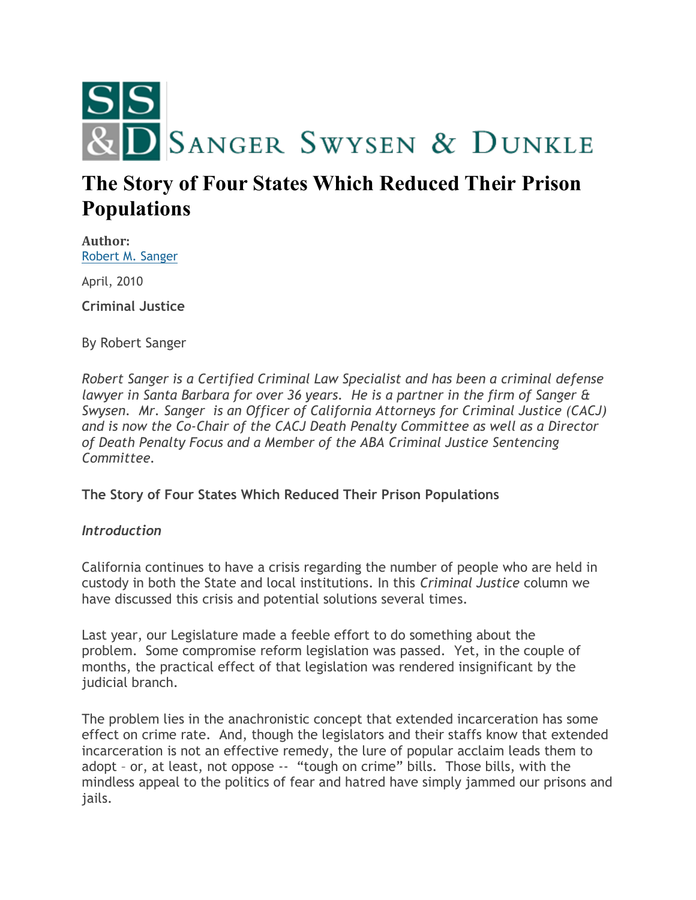SANGER SWYSEN & DUNKLE

# The Story of Four States Which Reduced Their Prison Populations

**Author:**
Robert M. Sanger

April, 2010

**Criminal Justice**

By Robert Sanger

*Robert Sanger is a Certified Criminal Law Specialist and has been a criminal defense lawyer in Santa Barbara for over 36 years. He is a partner in the firm of Sanger & Swysen. Mr. Sanger is an Officer of California Attorneys for Criminal Justice (CACJ) and is now the Co-Chair of the CACJ Death Penalty Committee as well as a Director of Death Penalty Focus and a Member of the ABA Criminal Justice Sentencing Committee.*

**The Story of Four States Which Reduced Their Prison Populations**

***Introduction***

California continues to have a crisis regarding the number of people who are held in custody in both the State and local institutions. In this *Criminal Justice* column we have discussed this crisis and potential solutions several times.

Last year, our Legislature made a feeble effort to do something about the problem. Some compromise reform legislation was passed. Yet, in the couple of months, the practical effect of that legislation was rendered insignificant by the judicial branch.

The problem lies in the anachronistic concept that extended incarceration has some effect on crime rate. And, though the legislators and their staffs know that extended incarceration is not an effective remedy, the lure of popular acclaim leads them to adopt – or, at least, not oppose -- "tough on crime" bills. Those bills, with the mindless appeal to the politics of fear and hatred have simply jammed our prisons and jails.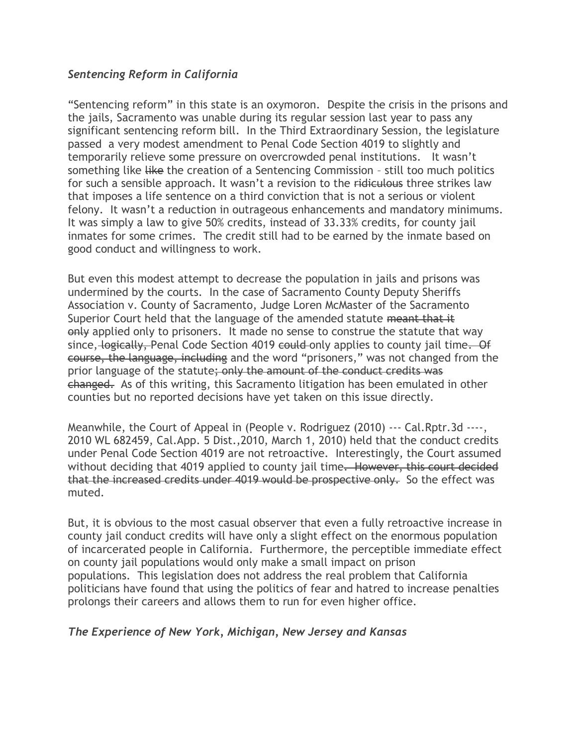### *Sentencing Reform in California*

"Sentencing reform" in this state is an oxymoron. Despite the crisis in the prisons and the jails, Sacramento was unable during its regular session last year to pass any significant sentencing reform bill. In the Third Extraordinary Session, the legislature passed a very modest amendment to Penal Code Section 4019 to slightly and temporarily relieve some pressure on overcrowded penal institutions. It wasn't something like ~~like~~ the creation of a Sentencing Commission – still too much politics for such a sensible approach. It wasn't a revision to the ~~ridiculous~~ three strikes law that imposes a life sentence on a third conviction that is not a serious or violent felony. It wasn't a reduction in outrageous enhancements and mandatory minimums. It was simply a law to give 50% credits, instead of 33.33% credits, for county jail inmates for some crimes. The credit still had to be earned by the inmate based on good conduct and willingness to work.

But even this modest attempt to decrease the population in jails and prisons was undermined by the courts. In the case of Sacramento County Deputy Sheriffs Association v. County of Sacramento, Judge Loren McMaster of the Sacramento Superior Court held that the language of the amended statute ~~meant that it only~~ applied only to prisoners. It made no sense to construe the statute that way since,~~ logically,~~ Penal Code Section 4019 ~~could~~ only applies to county jail time~~. Of course, the language, including~~ and the word "prisoners," was not changed from the prior language of the statute~~; only the amount of the conduct credits was changed.~~ As of this writing, this Sacramento litigation has been emulated in other counties but no reported decisions have yet taken on this issue directly.

Meanwhile, the Court of Appeal in (People v. Rodriguez (2010) --- Cal.Rptr.3d ----, 2010 WL 682459, Cal.App. 5 Dist.,2010, March 1, 2010) held that the conduct credits under Penal Code Section 4019 are not retroactive. Interestingly, the Court assumed without deciding that 4019 applied to county jail time~~. However, this court decided that the increased credits under 4019 would be prospective only.~~ So the effect was muted.

But, it is obvious to the most casual observer that even a fully retroactive increase in county jail conduct credits will have only a slight effect on the enormous population of incarcerated people in California. Furthermore, the perceptible immediate effect on county jail populations would only make a small impact on prison populations. This legislation does not address the real problem that California politicians have found that using the politics of fear and hatred to increase penalties prolongs their careers and allows them to run for even higher office.

### *The Experience of New York, Michigan, New Jersey and Kansas*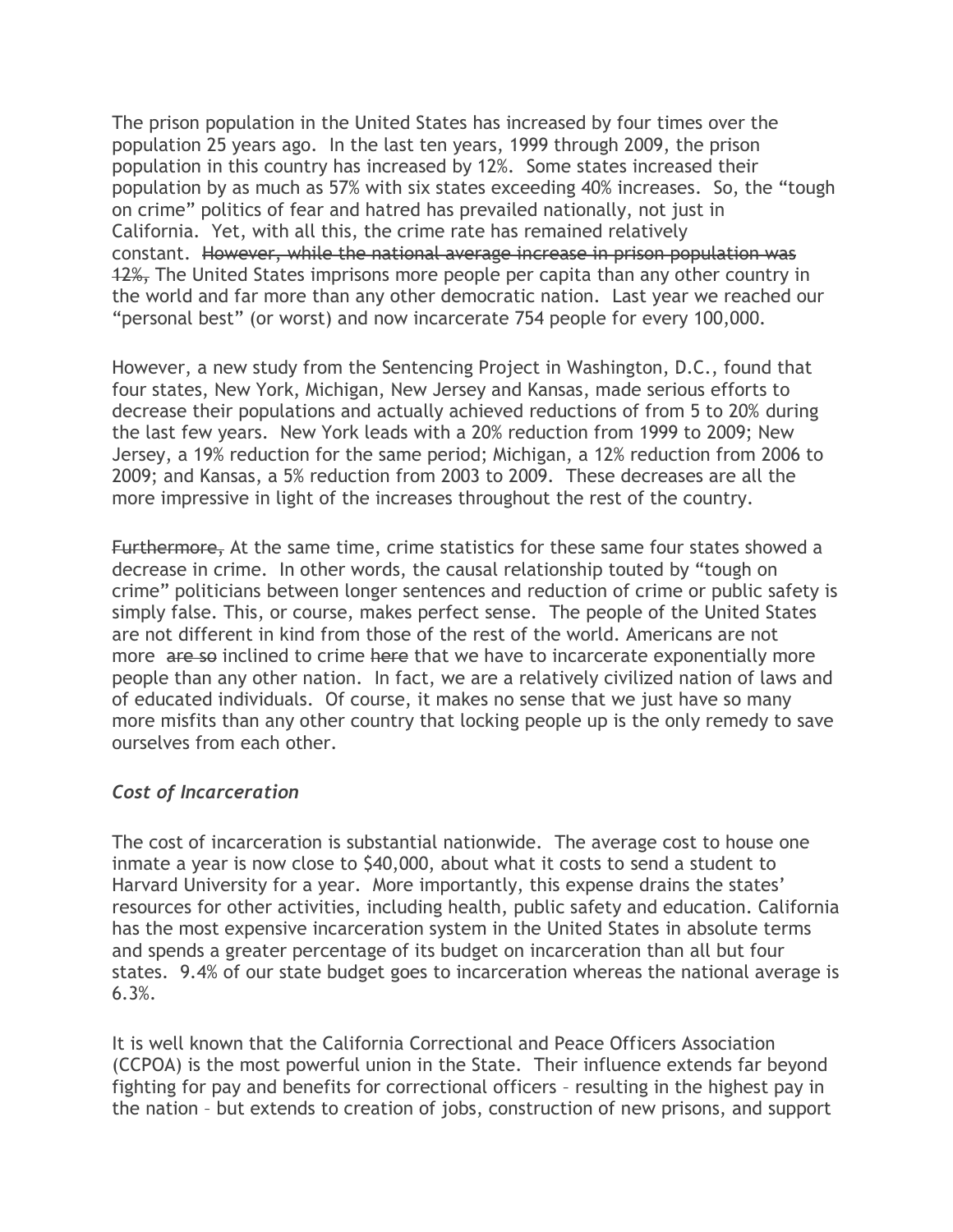The prison population in the United States has increased by four times over the population 25 years ago. In the last ten years, 1999 through 2009, the prison population in this country has increased by 12%. Some states increased their population by as much as 57% with six states exceeding 40% increases. So, the "tough on crime" politics of fear and hatred has prevailed nationally, not just in California. Yet, with all this, the crime rate has remained relatively constant. ~~However, while the national average increase in prison population was 12%,~~ The United States imprisons more people per capita than any other country in the world and far more than any other democratic nation. Last year we reached our "personal best" (or worst) and now incarcerate 754 people for every 100,000.

However, a new study from the Sentencing Project in Washington, D.C., found that four states, New York, Michigan, New Jersey and Kansas, made serious efforts to decrease their populations and actually achieved reductions of from 5 to 20% during the last few years. New York leads with a 20% reduction from 1999 to 2009; New Jersey, a 19% reduction for the same period; Michigan, a 12% reduction from 2006 to 2009; and Kansas, a 5% reduction from 2003 to 2009. These decreases are all the more impressive in light of the increases throughout the rest of the country.

~~Furthermore,~~ At the same time, crime statistics for these same four states showed a decrease in crime. In other words, the causal relationship touted by "tough on crime" politicians between longer sentences and reduction of crime or public safety is simply false. This, or course, makes perfect sense. The people of the United States are not different in kind from those of the rest of the world. Americans are not more ~~are so~~ inclined to crime ~~here~~ that we have to incarcerate exponentially more people than any other nation. In fact, we are a relatively civilized nation of laws and of educated individuals. Of course, it makes no sense that we just have so many more misfits than any other country that locking people up is the only remedy to save ourselves from each other.

### *Cost of Incarceration*

The cost of incarceration is substantial nationwide. The average cost to house one inmate a year is now close to $40,000, about what it costs to send a student to Harvard University for a year. More importantly, this expense drains the states' resources for other activities, including health, public safety and education. California has the most expensive incarceration system in the United States in absolute terms and spends a greater percentage of its budget on incarceration than all but four states. 9.4% of our state budget goes to incarceration whereas the national average is 6.3%.

It is well known that the California Correctional and Peace Officers Association (CCPOA) is the most powerful union in the State. Their influence extends far beyond fighting for pay and benefits for correctional officers – resulting in the highest pay in the nation – but extends to creation of jobs, construction of new prisons, and support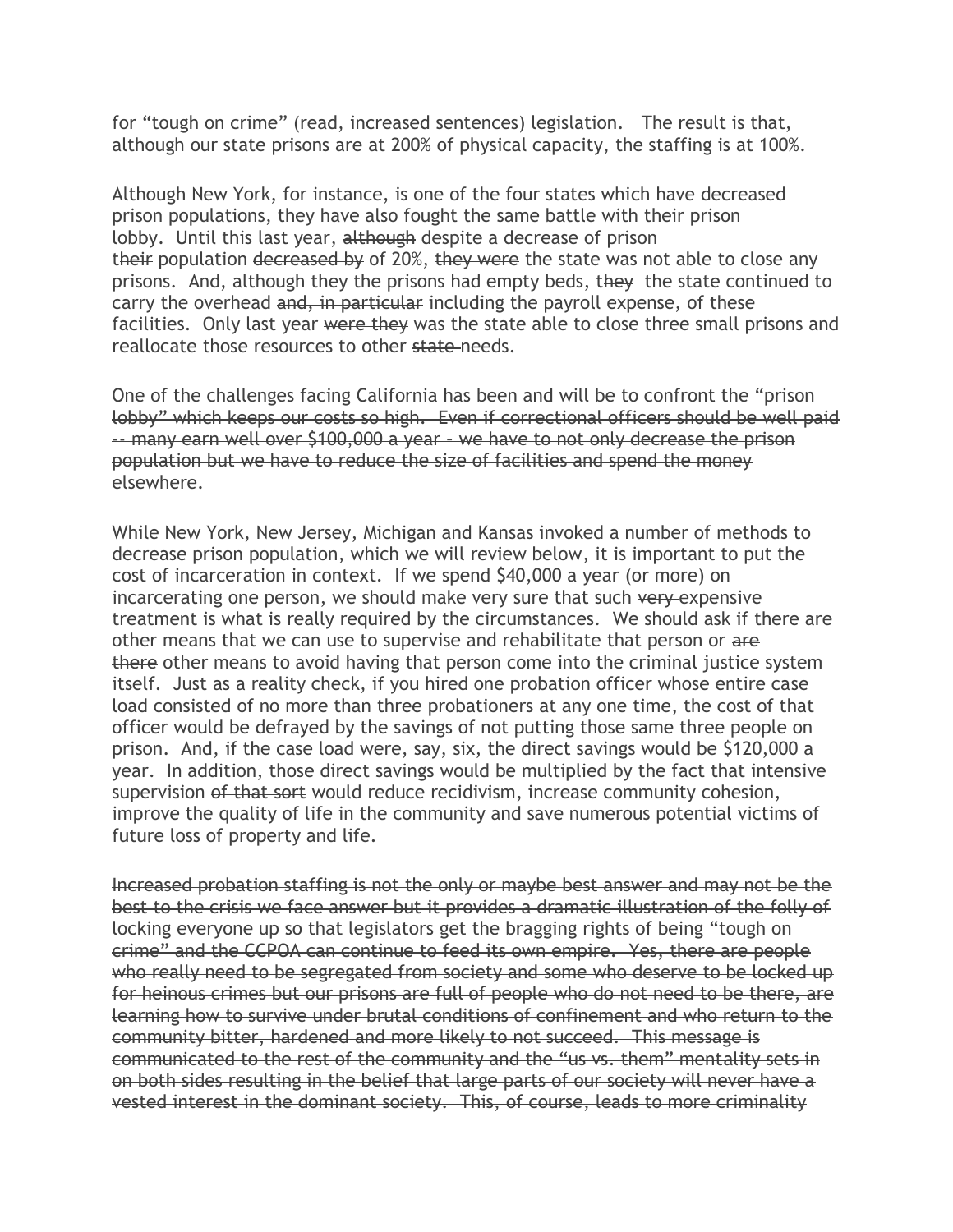for "tough on crime" (read, increased sentences) legislation. The result is that, although our state prisons are at 200% of physical capacity, the staffing is at 100%.

Although New York, for instance, is one of the four states which have decreased prison populations, they have also fought the same battle with their prison lobby. Until this last year, ~~although~~ despite a decrease of prison t~~heir~~ population ~~decreased by~~ of 20%, ~~they were~~ the state was not able to close any prisons. And, although they the prisons had empty beds, t~~hey~~ the state continued to carry the overhead ~~and, in particular~~ including the payroll expense, of these facilities. Only last year ~~were they~~ was the state able to close three small prisons and reallocate those resources to other ~~state~~ needs.

~~One of the challenges facing California has been and will be to confront the "prison lobby" which keeps our costs so high. Even if correctional officers should be well paid -- many earn well over $100,000 a year – we have to not only decrease the prison population but we have to reduce the size of facilities and spend the money elsewhere.~~

While New York, New Jersey, Michigan and Kansas invoked a number of methods to decrease prison population, which we will review below, it is important to put the cost of incarceration in context. If we spend $40,000 a year (or more) on incarcerating one person, we should make very sure that such ~~very~~ expensive treatment is what is really required by the circumstances. We should ask if there are other means that we can use to supervise and rehabilitate that person or ~~are there~~ other means to avoid having that person come into the criminal justice system itself. Just as a reality check, if you hired one probation officer whose entire case load consisted of no more than three probationers at any one time, the cost of that officer would be defrayed by the savings of not putting those same three people on prison. And, if the case load were, say, six, the direct savings would be $120,000 a year. In addition, those direct savings would be multiplied by the fact that intensive supervision ~~of that sort~~ would reduce recidivism, increase community cohesion, improve the quality of life in the community and save numerous potential victims of future loss of property and life.

~~Increased probation staffing is not the only or maybe best answer and may not be the best to the crisis we face answer but it provides a dramatic illustration of the folly of locking everyone up so that legislators get the bragging rights of being "tough on crime" and the CCPOA can continue to feed its own empire. Yes, there are people who really need to be segregated from society and some who deserve to be locked up for heinous crimes but our prisons are full of people who do not need to be there, are learning how to survive under brutal conditions of confinement and who return to the community bitter, hardened and more likely to not succeed. This message is communicated to the rest of the community and the "us vs. them" mentality sets in on both sides resulting in the belief that large parts of our society will never have a vested interest in the dominant society. This, of course, leads to more criminality~~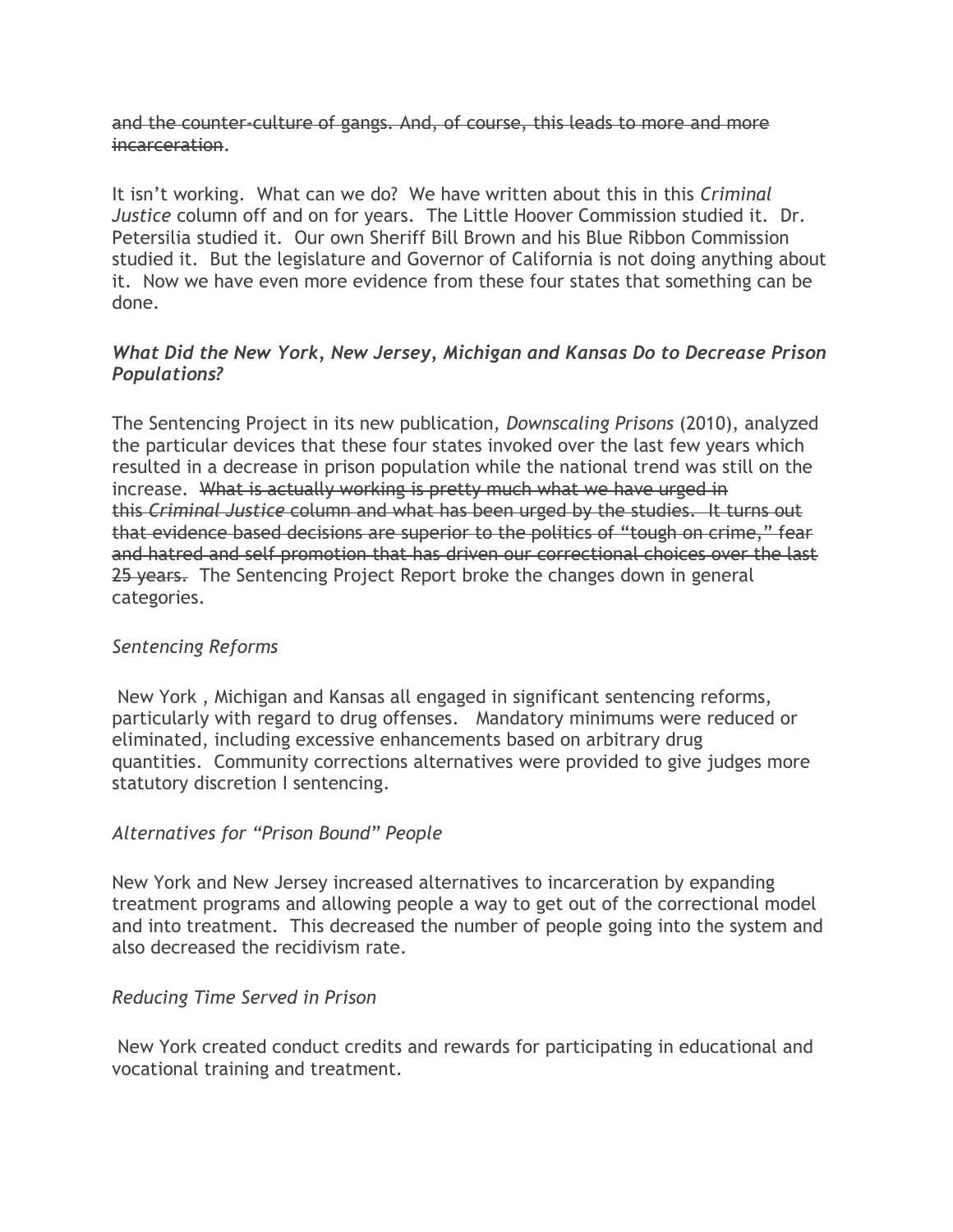~~and the counter-culture of gangs. And, of course, this leads to more and more incarceration~~.

It isn't working. What can we do? We have written about this in this *Criminal Justice* column off and on for years. The Little Hoover Commission studied it. Dr. Petersilia studied it. Our own Sheriff Bill Brown and his Blue Ribbon Commission studied it. But the legislature and Governor of California is not doing anything about it. Now we have even more evidence from these four states that something can be done.

### *What Did the New York, New Jersey, Michigan and Kansas Do to Decrease Prison Populations?*

The Sentencing Project in its new publication, *Downscaling Prisons* (2010), analyzed the particular devices that these four states invoked over the last few years which resulted in a decrease in prison population while the national trend was still on the increase. ~~What is actually working is pretty much what we have urged in this *Criminal Justice* column and what has been urged by the studies. It turns out that evidence based decisions are superior to the politics of "tough on crime," fear and hatred and self promotion that has driven our correctional choices over the last 25 years.~~ The Sentencing Project Report broke the changes down in general categories.

#### *Sentencing Reforms*

New York , Michigan and Kansas all engaged in significant sentencing reforms, particularly with regard to drug offenses. Mandatory minimums were reduced or eliminated, including excessive enhancements based on arbitrary drug quantities. Community corrections alternatives were provided to give judges more statutory discretion I sentencing.

#### *Alternatives for "Prison Bound" People*

New York and New Jersey increased alternatives to incarceration by expanding treatment programs and allowing people a way to get out of the correctional model and into treatment. This decreased the number of people going into the system and also decreased the recidivism rate.

#### *Reducing Time Served in Prison*

New York created conduct credits and rewards for participating in educational and vocational training and treatment.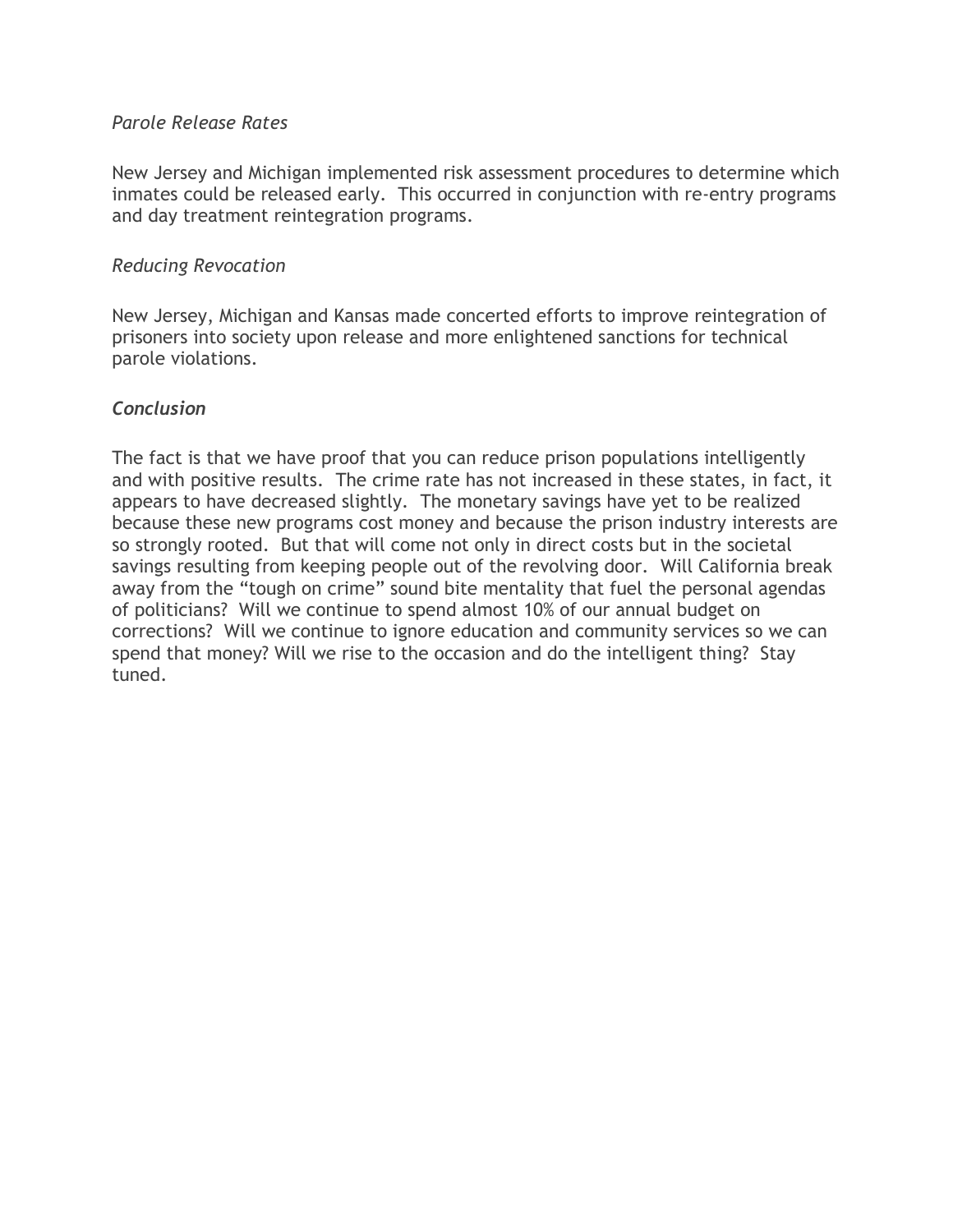*Parole Release Rates*

New Jersey and Michigan implemented risk assessment procedures to determine which inmates could be released early. This occurred in conjunction with re-entry programs and day treatment reintegration programs.

*Reducing Revocation*

New Jersey, Michigan and Kansas made concerted efforts to improve reintegration of prisoners into society upon release and more enlightened sanctions for technical parole violations.

***Conclusion***

The fact is that we have proof that you can reduce prison populations intelligently and with positive results. The crime rate has not increased in these states, in fact, it appears to have decreased slightly. The monetary savings have yet to be realized because these new programs cost money and because the prison industry interests are so strongly rooted. But that will come not only in direct costs but in the societal savings resulting from keeping people out of the revolving door. Will California break away from the "tough on crime" sound bite mentality that fuel the personal agendas of politicians? Will we continue to spend almost 10% of our annual budget on corrections? Will we continue to ignore education and community services so we can spend that money? Will we rise to the occasion and do the intelligent thing? Stay tuned.